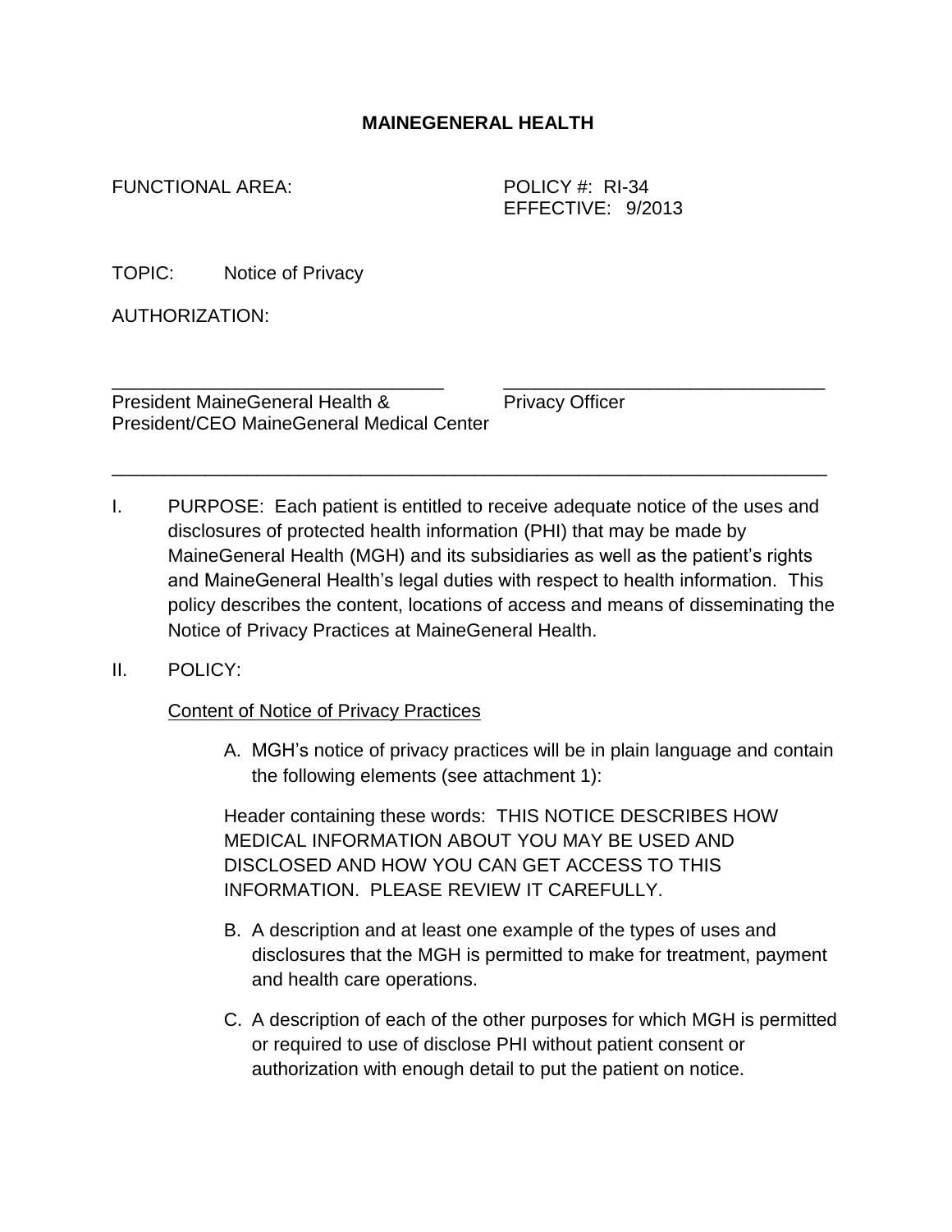# MAINEGENERAL HEALTH

FUNCTIONAL AREA:

POLICY #: RI-34
EFFECTIVE: 9/2013

TOPIC: Notice of Privacy

AUTHORIZATION:

_______________________________
President MaineGeneral Health &
President/CEO MaineGeneral Medical Center

_______________________________
Privacy Officer

---

I. PURPOSE: Each patient is entitled to receive adequate notice of the uses and disclosures of protected health information (PHI) that may be made by MaineGeneral Health (MGH) and its subsidiaries as well as the patient's rights and MaineGeneral Health's legal duties with respect to health information. This policy describes the content, locations of access and means of disseminating the Notice of Privacy Practices at MaineGeneral Health.

II. POLICY:

Content of Notice of Privacy Practices

A. MGH's notice of privacy practices will be in plain language and contain the following elements (see attachment 1):

Header containing these words: THIS NOTICE DESCRIBES HOW MEDICAL INFORMATION ABOUT YOU MAY BE USED AND DISCLOSED AND HOW YOU CAN GET ACCESS TO THIS INFORMATION. PLEASE REVIEW IT CAREFULLY.

B. A description and at least one example of the types of uses and disclosures that the MGH is permitted to make for treatment, payment and health care operations.

C. A description of each of the other purposes for which MGH is permitted or required to use of disclose PHI without patient consent or authorization with enough detail to put the patient on notice.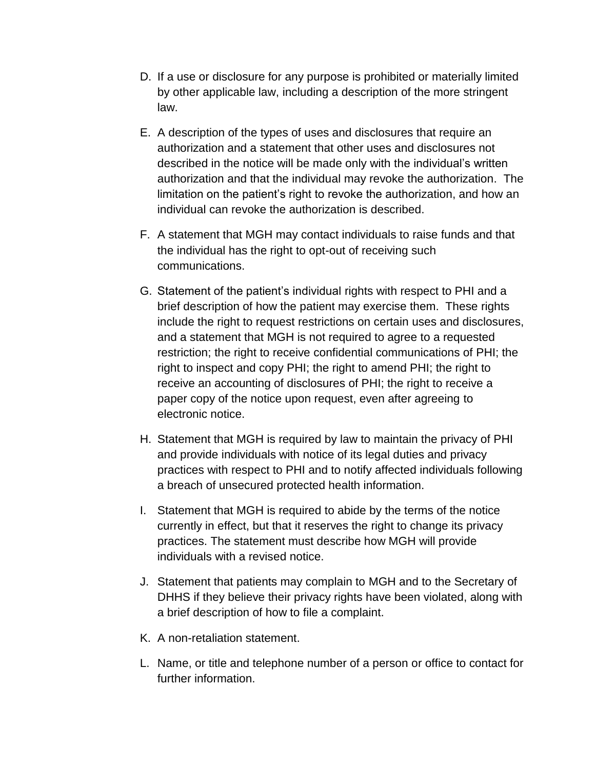D. If a use or disclosure for any purpose is prohibited or materially limited by other applicable law, including a description of the more stringent law.

E. A description of the types of uses and disclosures that require an authorization and a statement that other uses and disclosures not described in the notice will be made only with the individual's written authorization and that the individual may revoke the authorization. The limitation on the patient's right to revoke the authorization, and how an individual can revoke the authorization is described.

F. A statement that MGH may contact individuals to raise funds and that the individual has the right to opt-out of receiving such communications.

G. Statement of the patient's individual rights with respect to PHI and a brief description of how the patient may exercise them. These rights include the right to request restrictions on certain uses and disclosures, and a statement that MGH is not required to agree to a requested restriction; the right to receive confidential communications of PHI; the right to inspect and copy PHI; the right to amend PHI; the right to receive an accounting of disclosures of PHI; the right to receive a paper copy of the notice upon request, even after agreeing to electronic notice.

H. Statement that MGH is required by law to maintain the privacy of PHI and provide individuals with notice of its legal duties and privacy practices with respect to PHI and to notify affected individuals following a breach of unsecured protected health information.

I. Statement that MGH is required to abide by the terms of the notice currently in effect, but that it reserves the right to change its privacy practices. The statement must describe how MGH will provide individuals with a revised notice.

J. Statement that patients may complain to MGH and to the Secretary of DHHS if they believe their privacy rights have been violated, along with a brief description of how to file a complaint.

K. A non-retaliation statement.

L. Name, or title and telephone number of a person or office to contact for further information.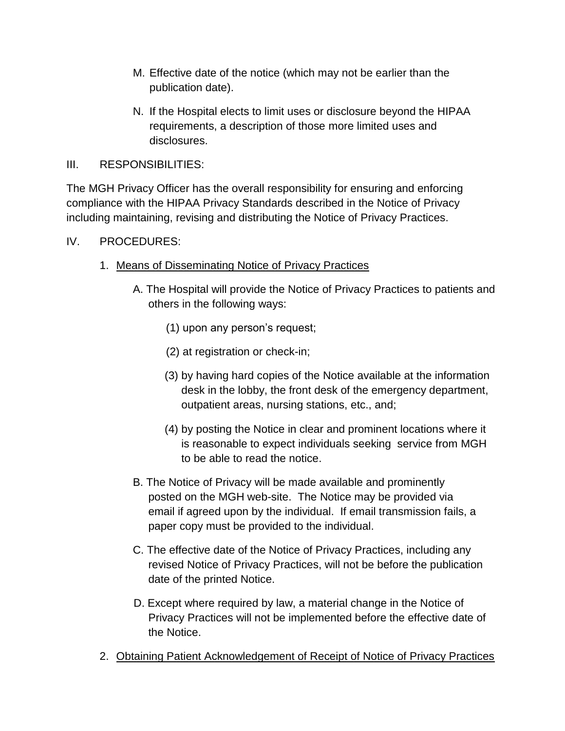M. Effective date of the notice (which may not be earlier than the publication date).

N. If the Hospital elects to limit uses or disclosure beyond the HIPAA requirements, a description of those more limited uses and disclosures.

III. RESPONSIBILITIES:

The MGH Privacy Officer has the overall responsibility for ensuring and enforcing compliance with the HIPAA Privacy Standards described in the Notice of Privacy including maintaining, revising and distributing the Notice of Privacy Practices.

IV. PROCEDURES:

1. <u>Means of Disseminating Notice of Privacy Practices</u>

   A. The Hospital will provide the Notice of Privacy Practices to patients and others in the following ways:

      (1) upon any person's request;

      (2) at registration or check-in;

      (3) by having hard copies of the Notice available at the information desk in the lobby, the front desk of the emergency department, outpatient areas, nursing stations, etc., and;

      (4) by posting the Notice in clear and prominent locations where it is reasonable to expect individuals seeking service from MGH to be able to read the notice.

   B. The Notice of Privacy will be made available and prominently posted on the MGH web-site. The Notice may be provided via email if agreed upon by the individual. If email transmission fails, a paper copy must be provided to the individual.

   C. The effective date of the Notice of Privacy Practices, including any revised Notice of Privacy Practices, will not be before the publication date of the printed Notice.

   D. Except where required by law, a material change in the Notice of Privacy Practices will not be implemented before the effective date of the Notice.

2. <u>Obtaining Patient Acknowledgement of Receipt of Notice of Privacy Practices</u>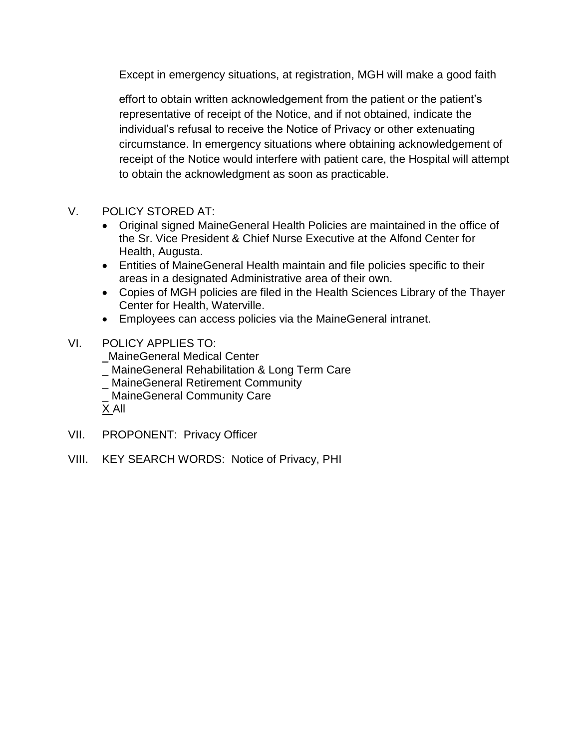Except in emergency situations, at registration, MGH will make a good faith effort to obtain written acknowledgement from the patient or the patient's representative of receipt of the Notice, and if not obtained, indicate the individual's refusal to receive the Notice of Privacy or other extenuating circumstance. In emergency situations where obtaining acknowledgement of receipt of the Notice would interfere with patient care, the Hospital will attempt to obtain the acknowledgment as soon as practicable.

V. POLICY STORED AT:

- Original signed MaineGeneral Health Policies are maintained in the office of the Sr. Vice President & Chief Nurse Executive at the Alfond Center for Health, Augusta.
- Entities of MaineGeneral Health maintain and file policies specific to their areas in a designated Administrative area of their own.
- Copies of MGH policies are filed in the Health Sciences Library of the Thayer Center for Health, Waterville.
- Employees can access policies via the MaineGeneral intranet.

VI. POLICY APPLIES TO:

_MaineGeneral Medical Center
_ MaineGeneral Rehabilitation & Long Term Care
_ MaineGeneral Retirement Community
_ MaineGeneral Community Care
X All

VII. PROPONENT: Privacy Officer

VIII. KEY SEARCH WORDS: Notice of Privacy, PHI